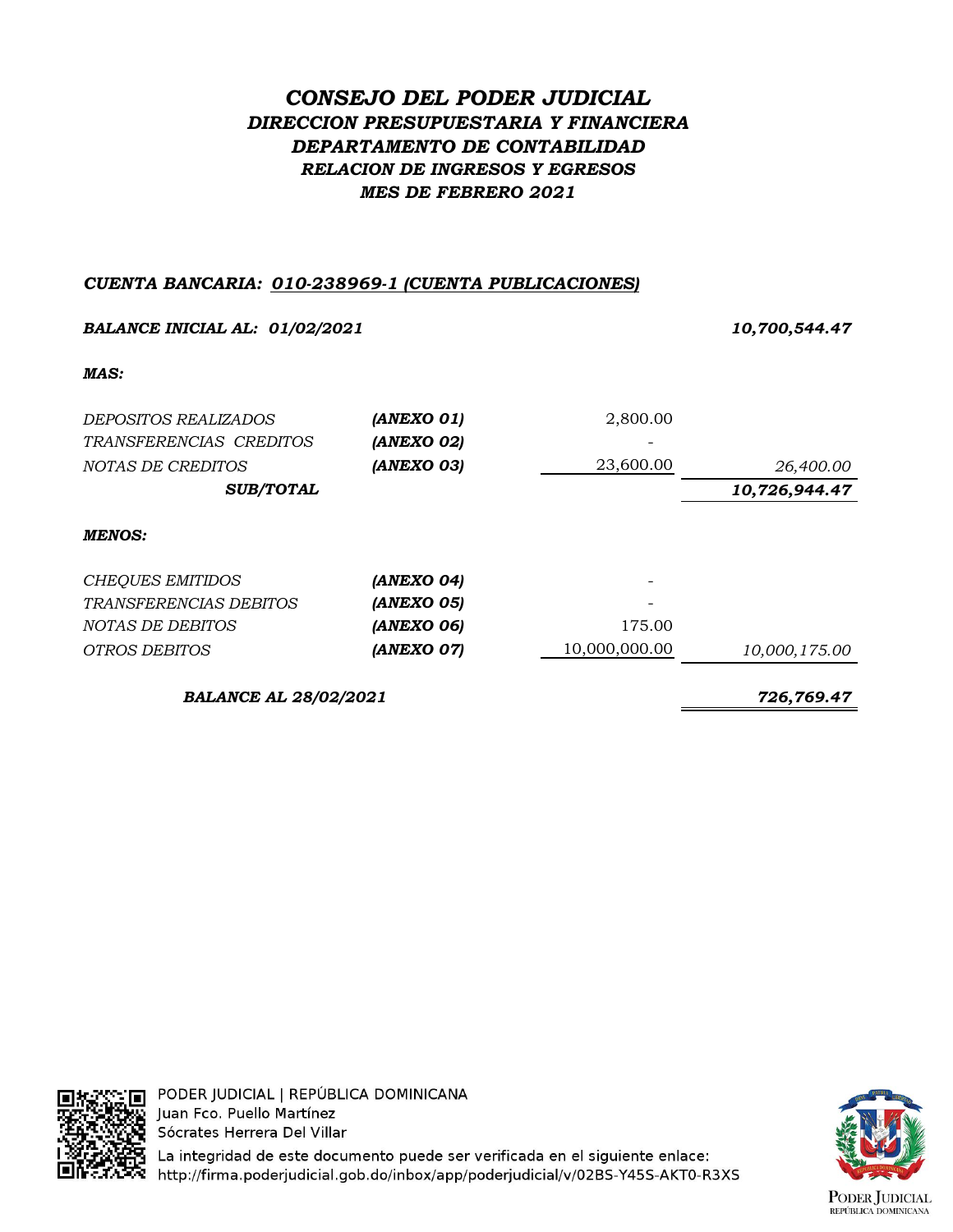# *CONSEJO DEL PODER JUDICIAL*
## *DIRECCION PRESUPUESTARIA Y FINANCIERA*
## *DEPARTAMENTO DE CONTABILIDAD*
### *RELACION DE INGRESOS Y EGRESOS*
### *MES DE FEBRERO 2021*

***CUENTA BANCARIA: 010-238969-1 (CUENTA PUBLICACIONES)***

| | | | |
|---|---|---|---|
| ***BALANCE INICIAL AL: 01/02/2021*** | | | ***10,700,544.47*** |
| ***MAS:*** | | | |
| *DEPOSITOS REALIZADOS* | ***(ANEXO 01)*** | 2,800.00 | |
| *TRANSFERENCIAS CREDITOS* | ***(ANEXO 02)*** | - | |
| *NOTAS DE CREDITOS* | ***(ANEXO 03)*** | 23,600.00 | *26,400.00* |
| ***SUB/TOTAL*** | | | ***10,726,944.47*** |
| ***MENOS:*** | | | |
| *CHEQUES EMITIDOS* | ***(ANEXO 04)*** | - | |
| *TRANSFERENCIAS DEBITOS* | ***(ANEXO 05)*** | - | |
| *NOTAS DE DEBITOS* | ***(ANEXO 06)*** | 175.00 | |
| *OTROS DEBITOS* | ***(ANEXO 07)*** | 10,000,000.00 | *10,000,175.00* |
| ***BALANCE AL 28/02/2021*** | | | ***726,769.47*** |

PODER JUDICIAL | REPÚBLICA DOMINICANA
Juan Fco. Puello Martínez
Sócrates Herrera Del Villar
La integridad de este documento puede ser verificada en el siguiente enlace:
http://firma.poderjudicial.gob.do/inbox/app/poderjudicial/v/02BS-Y45S-AKT0-R3XS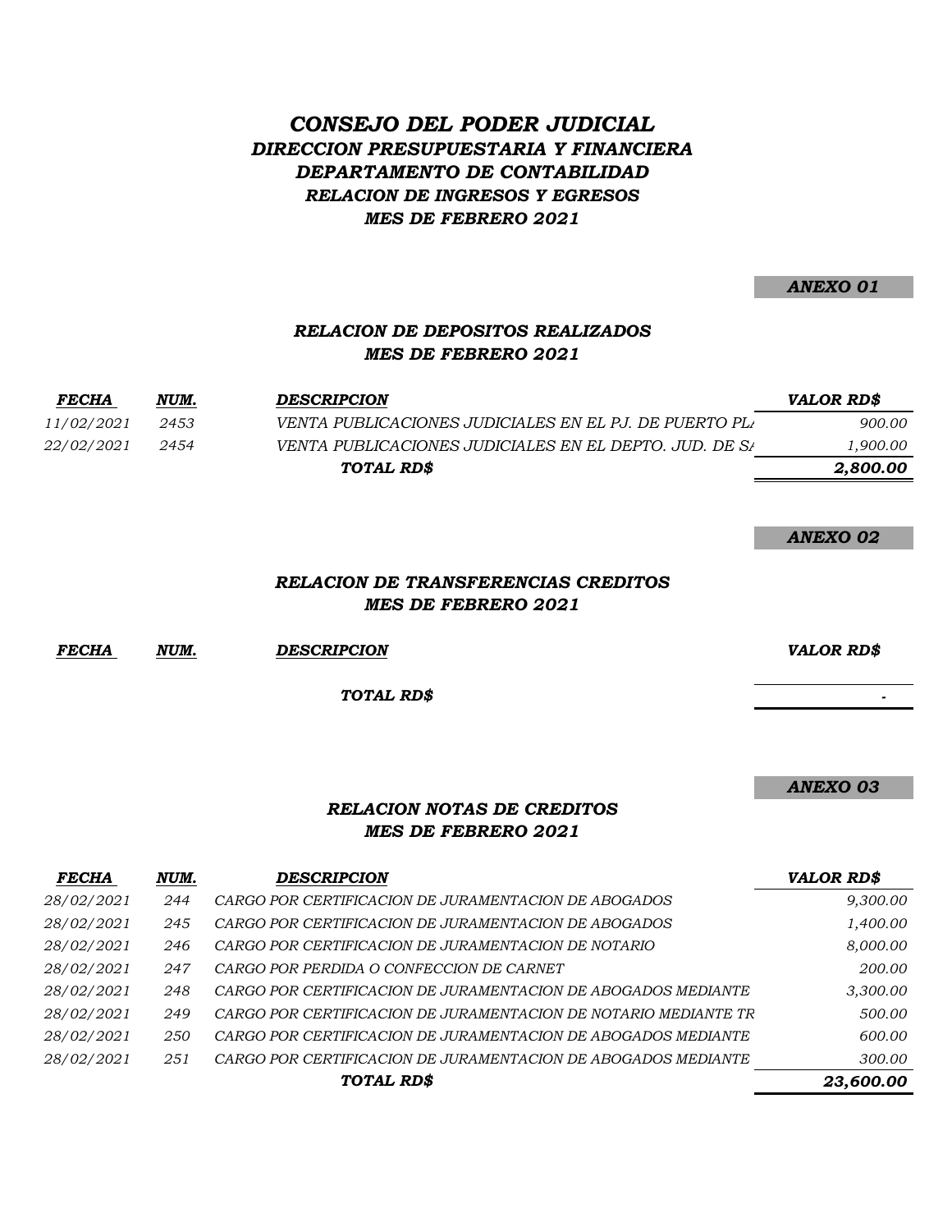# *CONSEJO DEL PODER JUDICIAL*
## *DIRECCION PRESUPUESTARIA Y FINANCIERA*
## *DEPARTAMENTO DE CONTABILIDAD*
### *RELACION DE INGRESOS Y EGRESOS*
### *MES DE FEBRERO 2021*

***ANEXO 01***

### *RELACION DE DEPOSITOS REALIZADOS*
### *MES DE FEBRERO 2021*

| *FECHA* | *NUM.* | *DESCRIPCION* | *VALOR RD$* |
|---|---|---|---|
| *11/02/2021* | *2453* | *VENTA PUBLICACIONES JUDICIALES EN EL PJ. DE PUERTO PL* | *900.00* |
| *22/02/2021* | *2454* | *VENTA PUBLICACIONES JUDICIALES EN EL DEPTO. JUD. DE SA* | *1,900.00* |
| | | ***TOTAL RD$*** | ***2,800.00*** |

***ANEXO 02***

### *RELACION DE TRANSFERENCIAS CREDITOS*
### *MES DE FEBRERO 2021*

| *FECHA* | *NUM.* | *DESCRIPCION* | *VALOR RD$* |
|---|---|---|---|
| | | ***TOTAL RD$*** | *-* |

***ANEXO 03***

### *RELACION NOTAS DE CREDITOS*
### *MES DE FEBRERO 2021*

| *FECHA* | *NUM.* | *DESCRIPCION* | *VALOR RD$* |
|---|---|---|---|
| *28/02/2021* | *244* | *CARGO POR CERTIFICACION DE JURAMENTACION DE ABOGADOS* | *9,300.00* |
| *28/02/2021* | *245* | *CARGO POR CERTIFICACION DE JURAMENTACION DE ABOGADOS* | *1,400.00* |
| *28/02/2021* | *246* | *CARGO POR CERTIFICACION DE JURAMENTACION DE NOTARIO* | *8,000.00* |
| *28/02/2021* | *247* | *CARGO POR PERDIDA O CONFECCION DE CARNET* | *200.00* |
| *28/02/2021* | *248* | *CARGO POR CERTIFICACION DE JURAMENTACION DE ABOGADOS MEDIANTE* | *3,300.00* |
| *28/02/2021* | *249* | *CARGO POR CERTIFICACION DE JURAMENTACION DE NOTARIO MEDIANTE TR* | *500.00* |
| *28/02/2021* | *250* | *CARGO POR CERTIFICACION DE JURAMENTACION DE ABOGADOS MEDIANTE* | *600.00* |
| *28/02/2021* | *251* | *CARGO POR CERTIFICACION DE JURAMENTACION DE ABOGADOS MEDIANTE* | *300.00* |
| | | ***TOTAL RD$*** | ***23,600.00*** |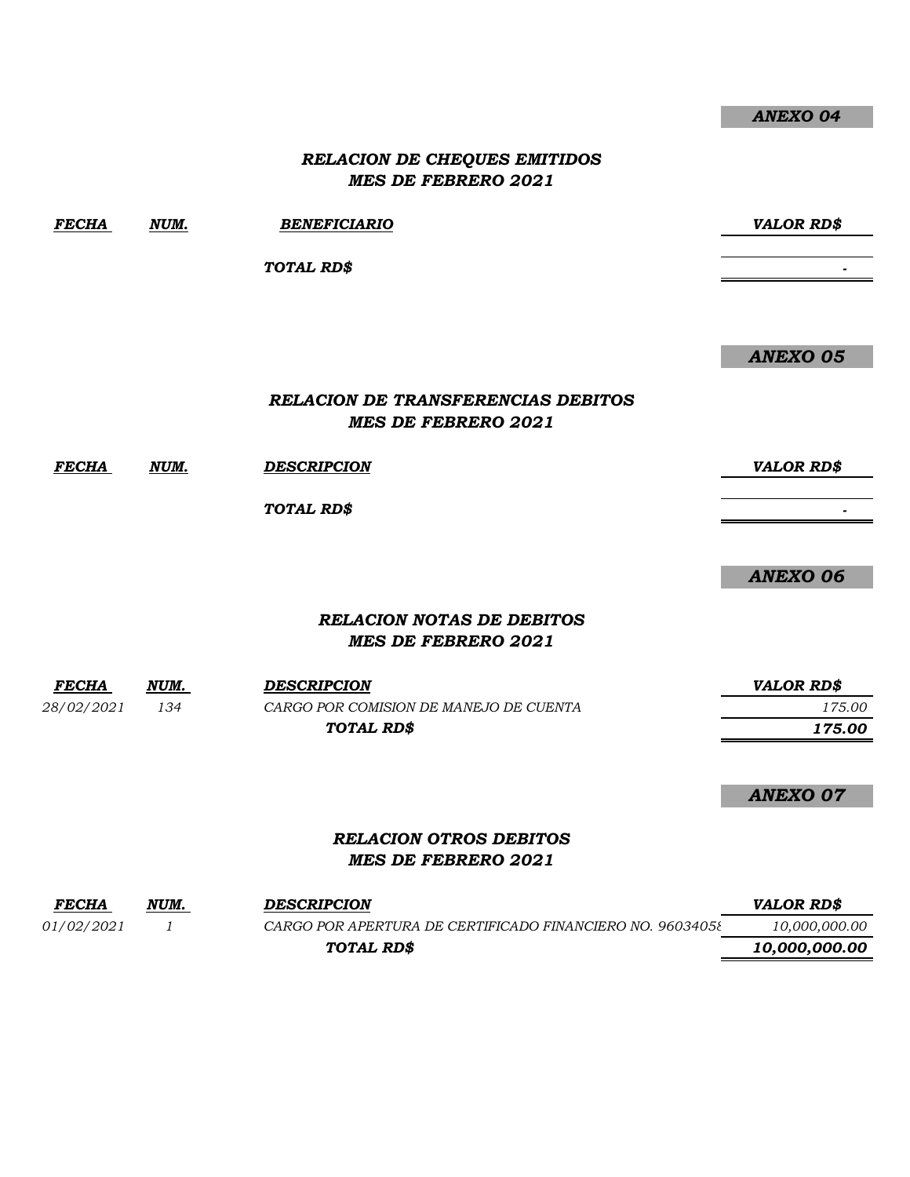**ANEXO 04**

### *RELACION DE CHEQUES EMITIDOS*
### *MES DE FEBRERO 2021*

| FECHA | NUM. | BENEFICIARIO | VALOR RD$ |
|---|---|---|---|
| | | TOTAL RD$ | - |

**ANEXO 05**

### *RELACION DE TRANSFERENCIAS DEBITOS*
### *MES DE FEBRERO 2021*

| FECHA | NUM. | DESCRIPCION | VALOR RD$ |
|---|---|---|---|
| | | TOTAL RD$ | - |

**ANEXO 06**

### *RELACION NOTAS DE DEBITOS*
### *MES DE FEBRERO 2021*

| FECHA | NUM. | DESCRIPCION | VALOR RD$ |
|---|---|---|---|
| 28/02/2021 | 134 | CARGO POR COMISION DE MANEJO DE CUENTA | 175.00 |
| | | **TOTAL RD$** | **175.00** |

**ANEXO 07**

### *RELACION OTROS DEBITOS*
### *MES DE FEBRERO 2021*

| FECHA | NUM. | DESCRIPCION | VALOR RD$ |
|---|---|---|---|
| 01/02/2021 | 1 | CARGO POR APERTURA DE CERTIFICADO FINANCIERO NO. 96034058 | 10,000,000.00 |
| | | **TOTAL RD$** | **10,000,000.00** |